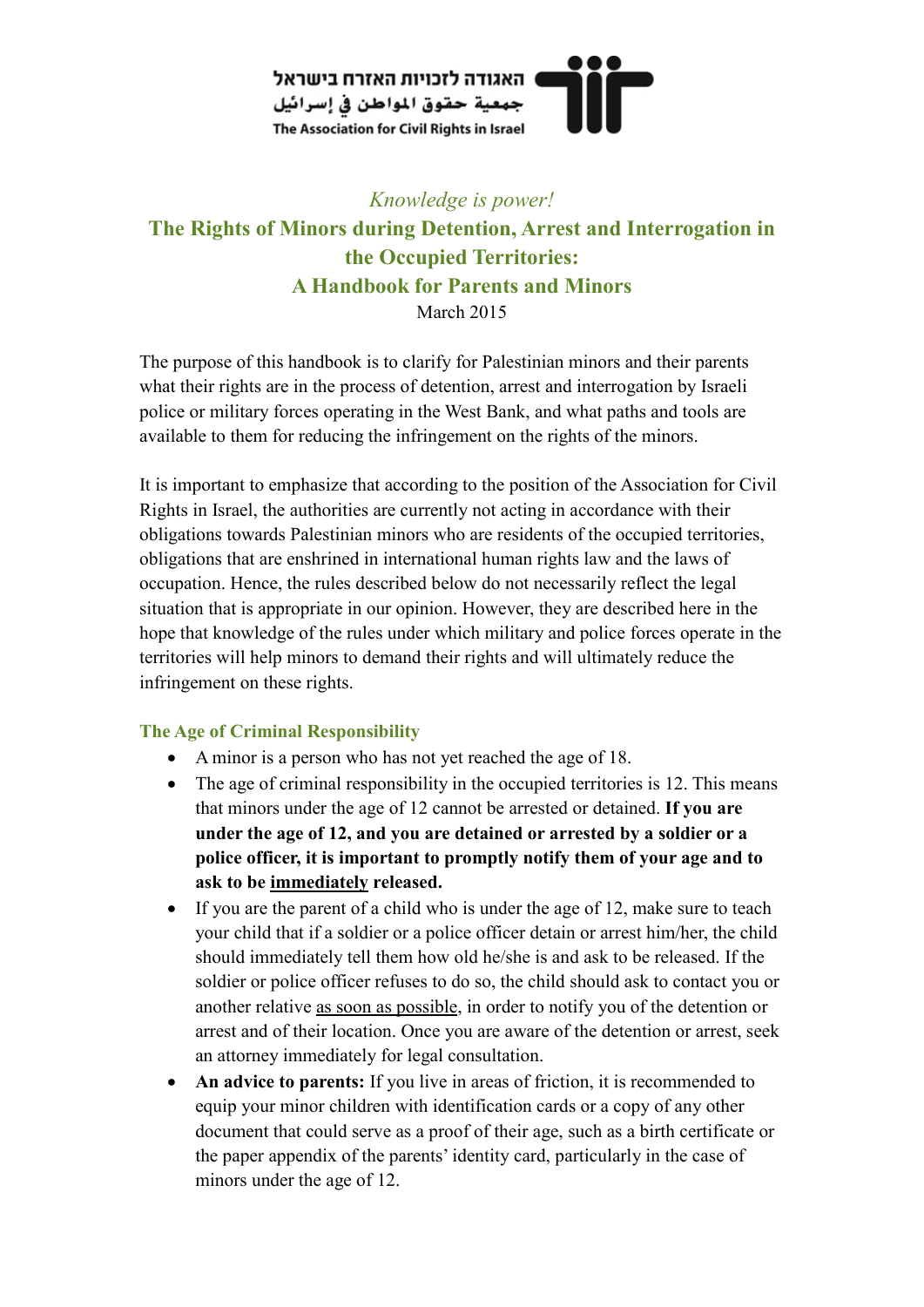האגודה לזכויות האזרח בישראל
جمعية حقوق المواطن في إسرائيل
The Association for Civil Rights in Israel

*Knowledge is power!*

# The Rights of Minors during Detention, Arrest and Interrogation in the Occupied Territories: A Handbook for Parents and Minors

March 2015

The purpose of this handbook is to clarify for Palestinian minors and their parents what their rights are in the process of detention, arrest and interrogation by Israeli police or military forces operating in the West Bank, and what paths and tools are available to them for reducing the infringement on the rights of the minors.

It is important to emphasize that according to the position of the Association for Civil Rights in Israel, the authorities are currently not acting in accordance with their obligations towards Palestinian minors who are residents of the occupied territories, obligations that are enshrined in international human rights law and the laws of occupation. Hence, the rules described below do not necessarily reflect the legal situation that is appropriate in our opinion. However, they are described here in the hope that knowledge of the rules under which military and police forces operate in the territories will help minors to demand their rights and will ultimately reduce the infringement on these rights.

## The Age of Criminal Responsibility

- A minor is a person who has not yet reached the age of 18.
- The age of criminal responsibility in the occupied territories is 12. This means that minors under the age of 12 cannot be arrested or detained. **If you are under the age of 12, and you are detained or arrested by a soldier or a police officer, it is important to promptly notify them of your age and to ask to be <u>immediately</u> released.**
- If you are the parent of a child who is under the age of 12, make sure to teach your child that if a soldier or a police officer detain or arrest him/her, the child should immediately tell them how old he/she is and ask to be released. If the soldier or police officer refuses to do so, the child should ask to contact you or another relative <u>as soon as possible</u>, in order to notify you of the detention or arrest and of their location. Once you are aware of the detention or arrest, seek an attorney immediately for legal consultation.
- **An advice to parents:** If you live in areas of friction, it is recommended to equip your minor children with identification cards or a copy of any other document that could serve as a proof of their age, such as a birth certificate or the paper appendix of the parents' identity card, particularly in the case of minors under the age of 12.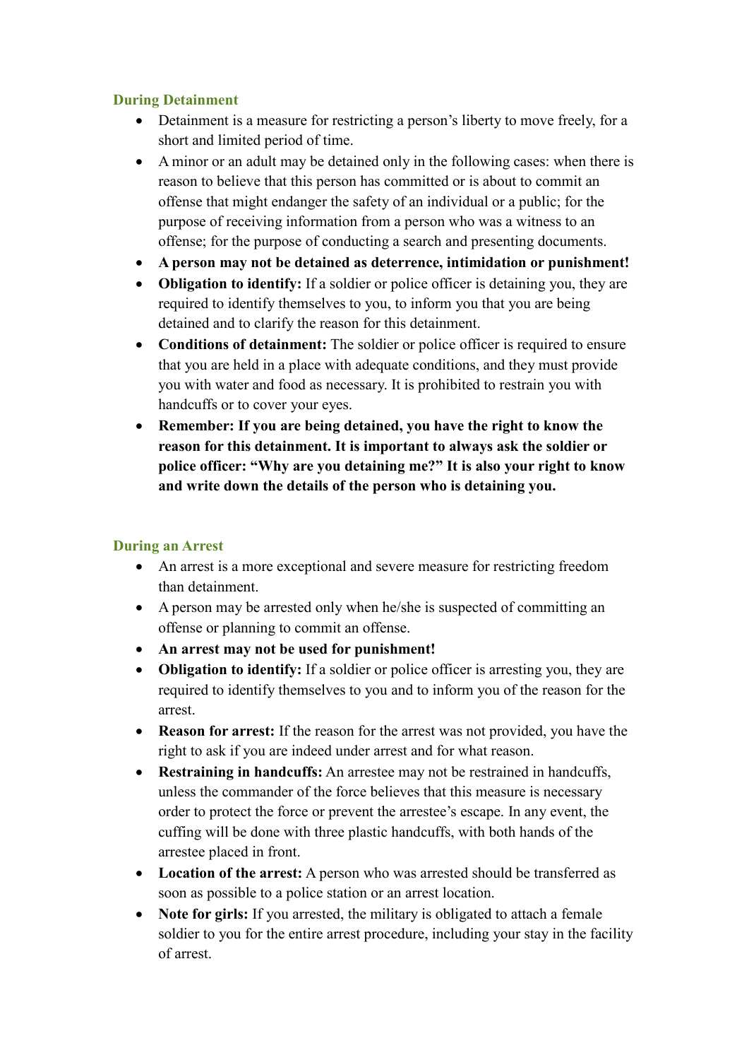### During Detainment

- Detainment is a measure for restricting a person's liberty to move freely, for a short and limited period of time.
- A minor or an adult may be detained only in the following cases: when there is reason to believe that this person has committed or is about to commit an offense that might endanger the safety of an individual or a public; for the purpose of receiving information from a person who was a witness to an offense; for the purpose of conducting a search and presenting documents.
- **A person may not be detained as deterrence, intimidation or punishment!**
- **Obligation to identify:** If a soldier or police officer is detaining you, they are required to identify themselves to you, to inform you that you are being detained and to clarify the reason for this detainment.
- **Conditions of detainment:** The soldier or police officer is required to ensure that you are held in a place with adequate conditions, and they must provide you with water and food as necessary. It is prohibited to restrain you with handcuffs or to cover your eyes.
- **Remember: If you are being detained, you have the right to know the reason for this detainment. It is important to always ask the soldier or police officer: "Why are you detaining me?" It is also your right to know and write down the details of the person who is detaining you.**

### During an Arrest

- An arrest is a more exceptional and severe measure for restricting freedom than detainment.
- A person may be arrested only when he/she is suspected of committing an offense or planning to commit an offense.
- **An arrest may not be used for punishment!**
- **Obligation to identify:** If a soldier or police officer is arresting you, they are required to identify themselves to you and to inform you of the reason for the arrest.
- **Reason for arrest:** If the reason for the arrest was not provided, you have the right to ask if you are indeed under arrest and for what reason.
- **Restraining in handcuffs:** An arrestee may not be restrained in handcuffs, unless the commander of the force believes that this measure is necessary order to protect the force or prevent the arrestee's escape. In any event, the cuffing will be done with three plastic handcuffs, with both hands of the arrestee placed in front.
- **Location of the arrest:** A person who was arrested should be transferred as soon as possible to a police station or an arrest location.
- **Note for girls:** If you arrested, the military is obligated to attach a female soldier to you for the entire arrest procedure, including your stay in the facility of arrest.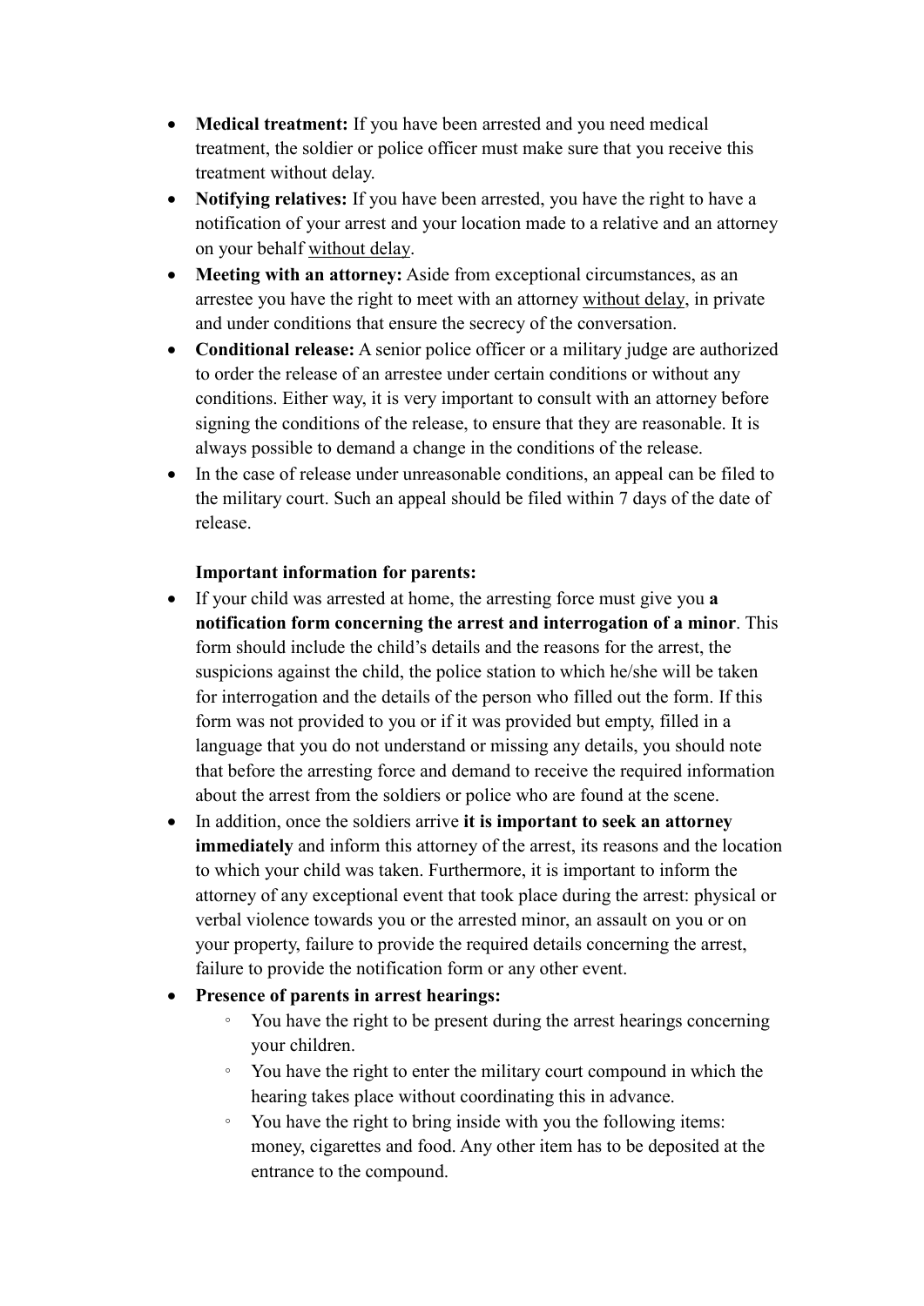- **Medical treatment:** If you have been arrested and you need medical treatment, the soldier or police officer must make sure that you receive this treatment without delay.
- **Notifying relatives:** If you have been arrested, you have the right to have a notification of your arrest and your location made to a relative and an attorney on your behalf without delay.
- **Meeting with an attorney:** Aside from exceptional circumstances, as an arrestee you have the right to meet with an attorney without delay, in private and under conditions that ensure the secrecy of the conversation.
- **Conditional release:** A senior police officer or a military judge are authorized to order the release of an arrestee under certain conditions or without any conditions. Either way, it is very important to consult with an attorney before signing the conditions of the release, to ensure that they are reasonable. It is always possible to demand a change in the conditions of the release.
- In the case of release under unreasonable conditions, an appeal can be filed to the military court. Such an appeal should be filed within 7 days of the date of release.

**Important information for parents:**

- If your child was arrested at home, the arresting force must give you **a notification form concerning the arrest and interrogation of a minor**. This form should include the child's details and the reasons for the arrest, the suspicions against the child, the police station to which he/she will be taken for interrogation and the details of the person who filled out the form. If this form was not provided to you or if it was provided but empty, filled in a language that you do not understand or missing any details, you should note that before the arresting force and demand to receive the required information about the arrest from the soldiers or police who are found at the scene.
- In addition, once the soldiers arrive **it is important to seek an attorney immediately** and inform this attorney of the arrest, its reasons and the location to which your child was taken. Furthermore, it is important to inform the attorney of any exceptional event that took place during the arrest: physical or verbal violence towards you or the arrested minor, an assault on you or on your property, failure to provide the required details concerning the arrest, failure to provide the notification form or any other event.
- **Presence of parents in arrest hearings:**
  - You have the right to be present during the arrest hearings concerning your children.
  - You have the right to enter the military court compound in which the hearing takes place without coordinating this in advance.
  - You have the right to bring inside with you the following items: money, cigarettes and food. Any other item has to be deposited at the entrance to the compound.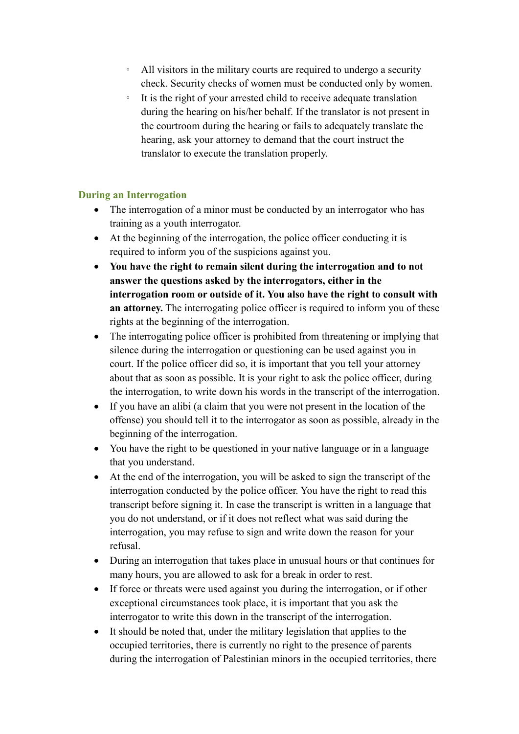- All visitors in the military courts are required to undergo a security check. Security checks of women must be conducted only by women.
  - It is the right of your arrested child to receive adequate translation during the hearing on his/her behalf. If the translator is not present in the courtroom during the hearing or fails to adequately translate the hearing, ask your attorney to demand that the court instruct the translator to execute the translation properly.

### During an Interrogation

- The interrogation of a minor must be conducted by an interrogator who has training as a youth interrogator.
- At the beginning of the interrogation, the police officer conducting it is required to inform you of the suspicions against you.
- **You have the right to remain silent during the interrogation and to not answer the questions asked by the interrogators, either in the interrogation room or outside of it. You also have the right to consult with an attorney.** The interrogating police officer is required to inform you of these rights at the beginning of the interrogation.
- The interrogating police officer is prohibited from threatening or implying that silence during the interrogation or questioning can be used against you in court. If the police officer did so, it is important that you tell your attorney about that as soon as possible. It is your right to ask the police officer, during the interrogation, to write down his words in the transcript of the interrogation.
- If you have an alibi (a claim that you were not present in the location of the offense) you should tell it to the interrogator as soon as possible, already in the beginning of the interrogation.
- You have the right to be questioned in your native language or in a language that you understand.
- At the end of the interrogation, you will be asked to sign the transcript of the interrogation conducted by the police officer. You have the right to read this transcript before signing it. In case the transcript is written in a language that you do not understand, or if it does not reflect what was said during the interrogation, you may refuse to sign and write down the reason for your refusal.
- During an interrogation that takes place in unusual hours or that continues for many hours, you are allowed to ask for a break in order to rest.
- If force or threats were used against you during the interrogation, or if other exceptional circumstances took place, it is important that you ask the interrogator to write this down in the transcript of the interrogation.
- It should be noted that, under the military legislation that applies to the occupied territories, there is currently no right to the presence of parents during the interrogation of Palestinian minors in the occupied territories, there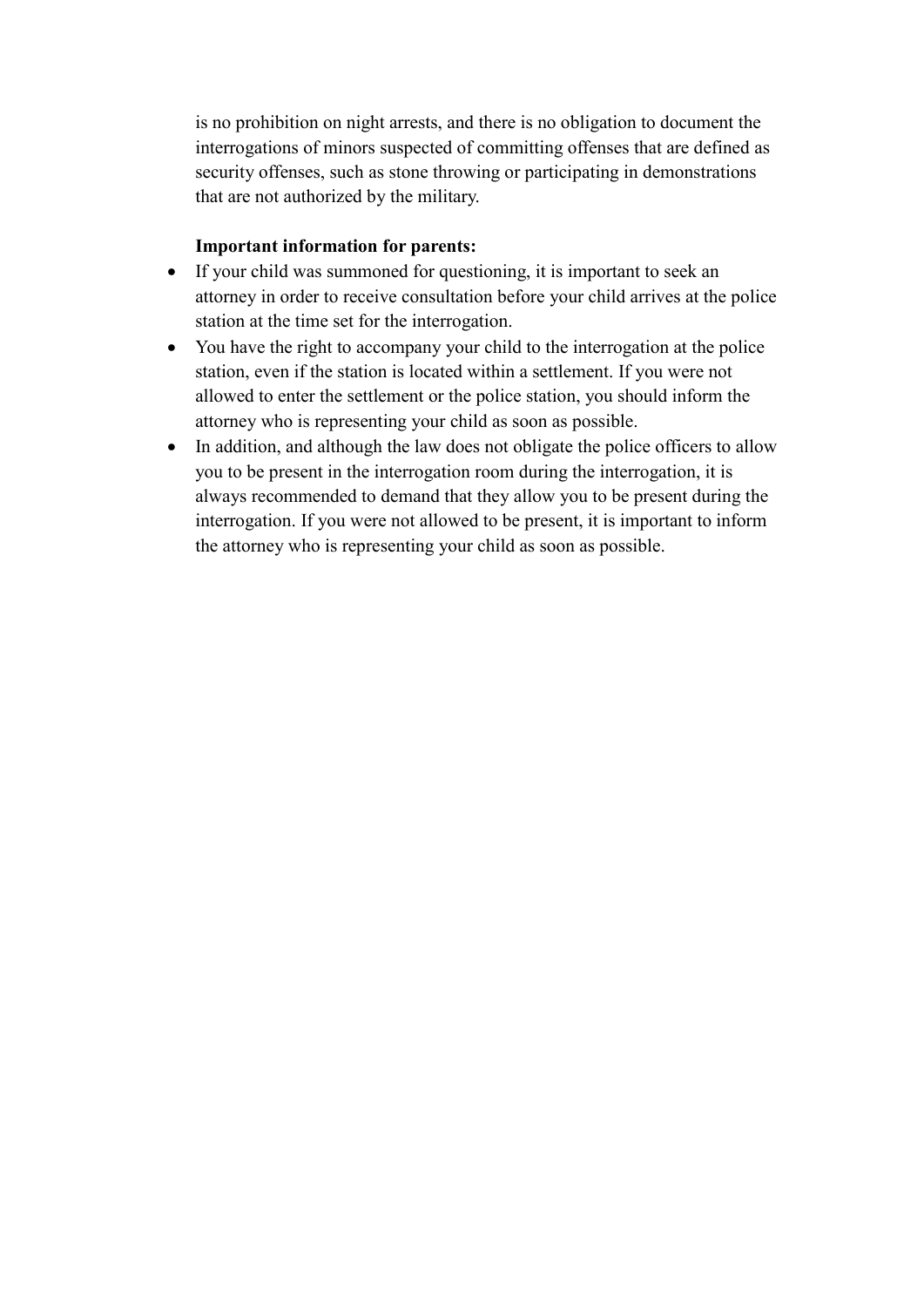is no prohibition on night arrests, and there is no obligation to document the interrogations of minors suspected of committing offenses that are defined as security offenses, such as stone throwing or participating in demonstrations that are not authorized by the military.

**Important information for parents:**

- If your child was summoned for questioning, it is important to seek an attorney in order to receive consultation before your child arrives at the police station at the time set for the interrogation.
- You have the right to accompany your child to the interrogation at the police station, even if the station is located within a settlement. If you were not allowed to enter the settlement or the police station, you should inform the attorney who is representing your child as soon as possible.
- In addition, and although the law does not obligate the police officers to allow you to be present in the interrogation room during the interrogation, it is always recommended to demand that they allow you to be present during the interrogation. If you were not allowed to be present, it is important to inform the attorney who is representing your child as soon as possible.